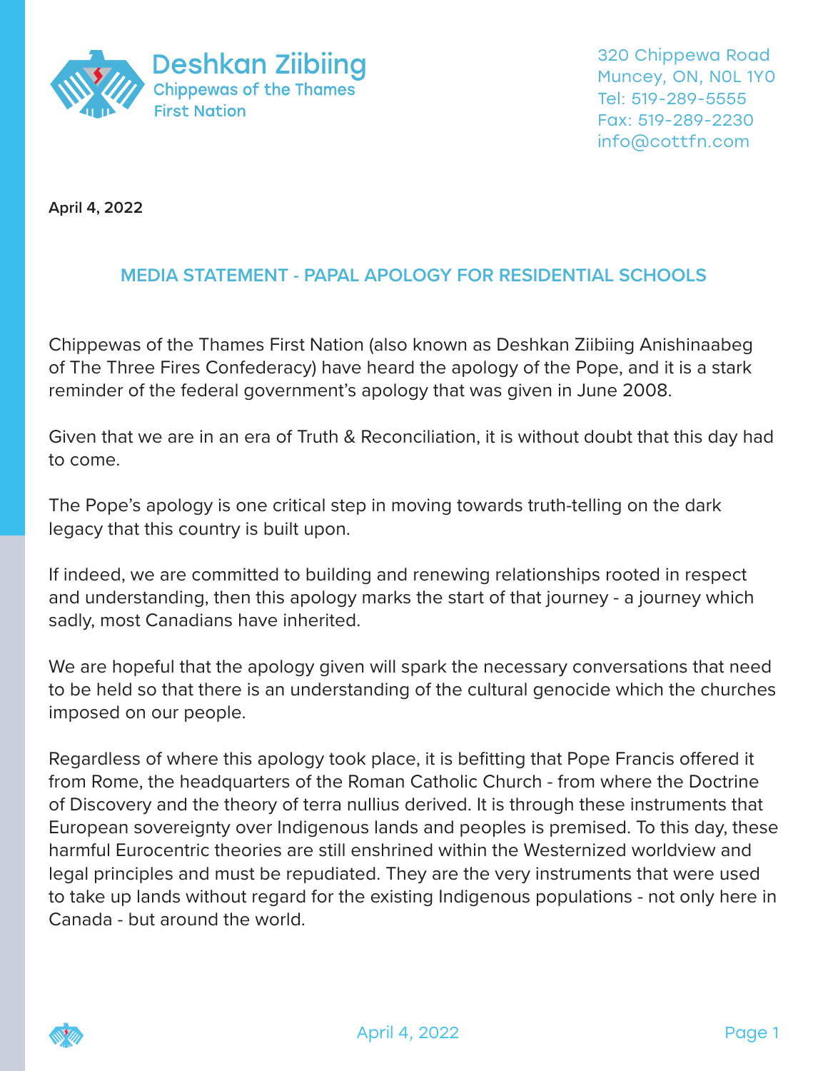**Deshkan Ziibiing**
Chippewas of the Thames
First Nation

320 Chippewa Road
Muncey, ON, N0L 1Y0
Tel: 519-289-5555
Fax: 519-289-2230
info@cottfn.com

**April 4, 2022**

## MEDIA STATEMENT - PAPAL APOLOGY FOR RESIDENTIAL SCHOOLS

Chippewas of the Thames First Nation (also known as Deshkan Ziibiing Anishinaabeg of The Three Fires Confederacy) have heard the apology of the Pope, and it is a stark reminder of the federal government's apology that was given in June 2008.

Given that we are in an era of Truth & Reconciliation, it is without doubt that this day had to come.

The Pope's apology is one critical step in moving towards truth-telling on the dark legacy that this country is built upon.

If indeed, we are committed to building and renewing relationships rooted in respect and understanding, then this apology marks the start of that journey - a journey which sadly, most Canadians have inherited.

We are hopeful that the apology given will spark the necessary conversations that need to be held so that there is an understanding of the cultural genocide which the churches imposed on our people.

Regardless of where this apology took place, it is befitting that Pope Francis offered it from Rome, the headquarters of the Roman Catholic Church - from where the Doctrine of Discovery and the theory of terra nullius derived. It is through these instruments that European sovereignty over Indigenous lands and peoples is premised. To this day, these harmful Eurocentric theories are still enshrined within the Westernized worldview and legal principles and must be repudiated. They are the very instruments that were used to take up lands without regard for the existing Indigenous populations - not only here in Canada - but around the world.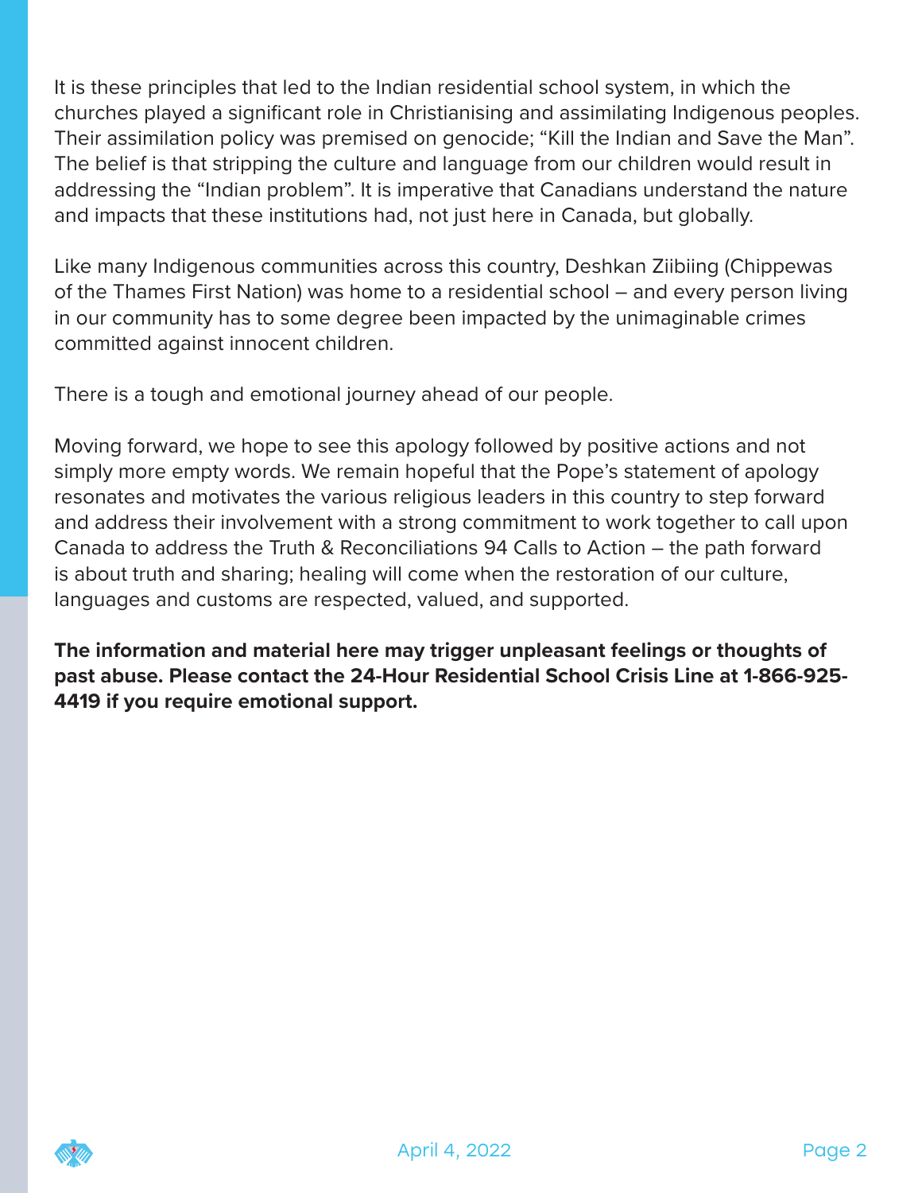It is these principles that led to the Indian residential school system, in which the churches played a significant role in Christianising and assimilating Indigenous peoples. Their assimilation policy was premised on genocide; "Kill the Indian and Save the Man". The belief is that stripping the culture and language from our children would result in addressing the "Indian problem". It is imperative that Canadians understand the nature and impacts that these institutions had, not just here in Canada, but globally.

Like many Indigenous communities across this country, Deshkan Ziibiing (Chippewas of the Thames First Nation) was home to a residential school – and every person living in our community has to some degree been impacted by the unimaginable crimes committed against innocent children.

There is a tough and emotional journey ahead of our people.

Moving forward, we hope to see this apology followed by positive actions and not simply more empty words. We remain hopeful that the Pope's statement of apology resonates and motivates the various religious leaders in this country to step forward and address their involvement with a strong commitment to work together to call upon Canada to address the Truth & Reconciliations 94 Calls to Action – the path forward is about truth and sharing; healing will come when the restoration of our culture, languages and customs are respected, valued, and supported.

**The information and material here may trigger unpleasant feelings or thoughts of past abuse. Please contact the 24-Hour Residential School Crisis Line at 1-866-925-4419 if you require emotional support.**